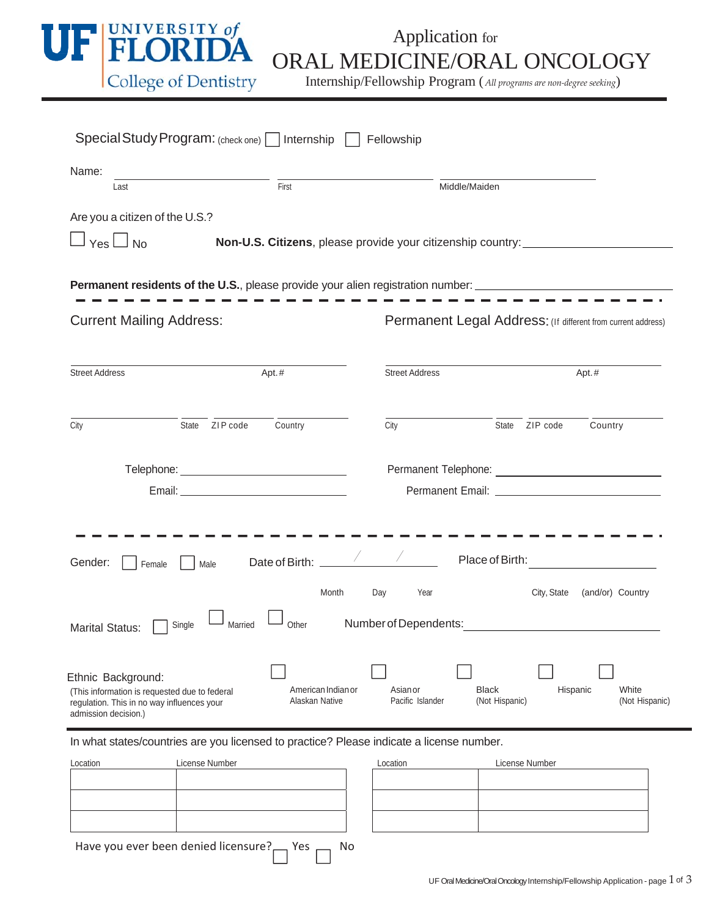UF UNIVERSITY of FLORIDA
College of Dentistry

# Application for ORAL MEDICINE/ORAL ONCOLOGY

Internship/Fellowship Program (*All programs are non-degree seeking*)

---

Special Study Program: (check one) ☐ Internship ☐ Fellowship

Name: ______________________ ______________________ ______________________
Last First Middle/Maiden

Are you a citizen of the U.S.?

☐ Yes ☐ No **Non-U.S. Citizens**, please provide your citizenship country: ______________________

**Permanent residents of the U.S.**, please provide your alien registration number: ______________________

---

**Current Mailing Address:**

______________________
Street Address Apt.#

______________________
City State ZIP code Country

Telephone: ______________________

Email: ______________________

**Permanent Legal Address:** (If different from current address)

______________________
Street Address Apt.#

______________________
City State ZIP code Country

Permanent Telephone: ______________________

Permanent Email: ______________________

---

Gender: ☐ Female ☐ Male Date of Birth: ____ / ____ / ____ (Month Day Year) Place of Birth: ______________________ (City, State (and/or) Country)

Marital Status: ☐ Single ☐ Married ☐ Other Number of Dependents: ______________________

Ethnic Background:
(This information is requested due to federal regulation. This in no way influences your admission decision.)

☐ American Indian or Alaskan Native ☐ Asian or Pacific Islander ☐ Black (Not Hispanic) ☐ Hispanic ☐ White (Not Hispanic)

---

In what states/countries are you licensed to practice? Please indicate a license number.

| Location | License Number | Location | License Number |
|---|---|---|---|
| | | | |
| | | | |
| | | | |

Have you ever been denied licensure? ☐ Yes ☐ No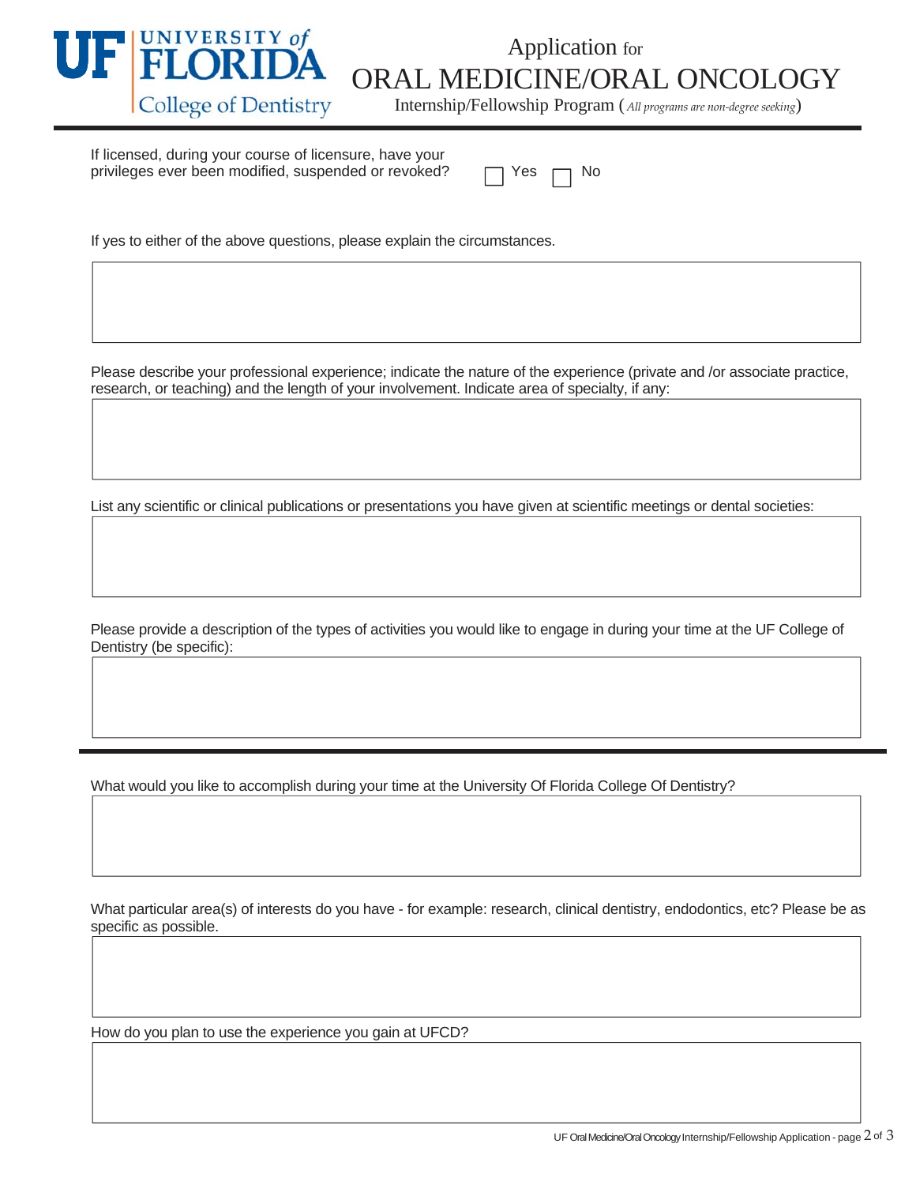# Application for ORAL MEDICINE/ORAL ONCOLOGY

Internship/Fellowship Program (*All programs are non-degree seeking*)

---

If licensed, during your course of licensure, have your privileges ever been modified, suspended or revoked? ☐ Yes ☐ No

If yes to either of the above questions, please explain the circumstances.

Please describe your professional experience; indicate the nature of the experience (private and /or associate practice, research, or teaching) and the length of your involvement. Indicate area of specialty, if any:

List any scientific or clinical publications or presentations you have given at scientific meetings or dental societies:

Please provide a description of the types of activities you would like to engage in during your time at the UF College of Dentistry (be specific):

---

What would you like to accomplish during your time at the University Of Florida College Of Dentistry?

What particular area(s) of interests do you have - for example: research, clinical dentistry, endodontics, etc? Please be as specific as possible.

How do you plan to use the experience you gain at UFCD?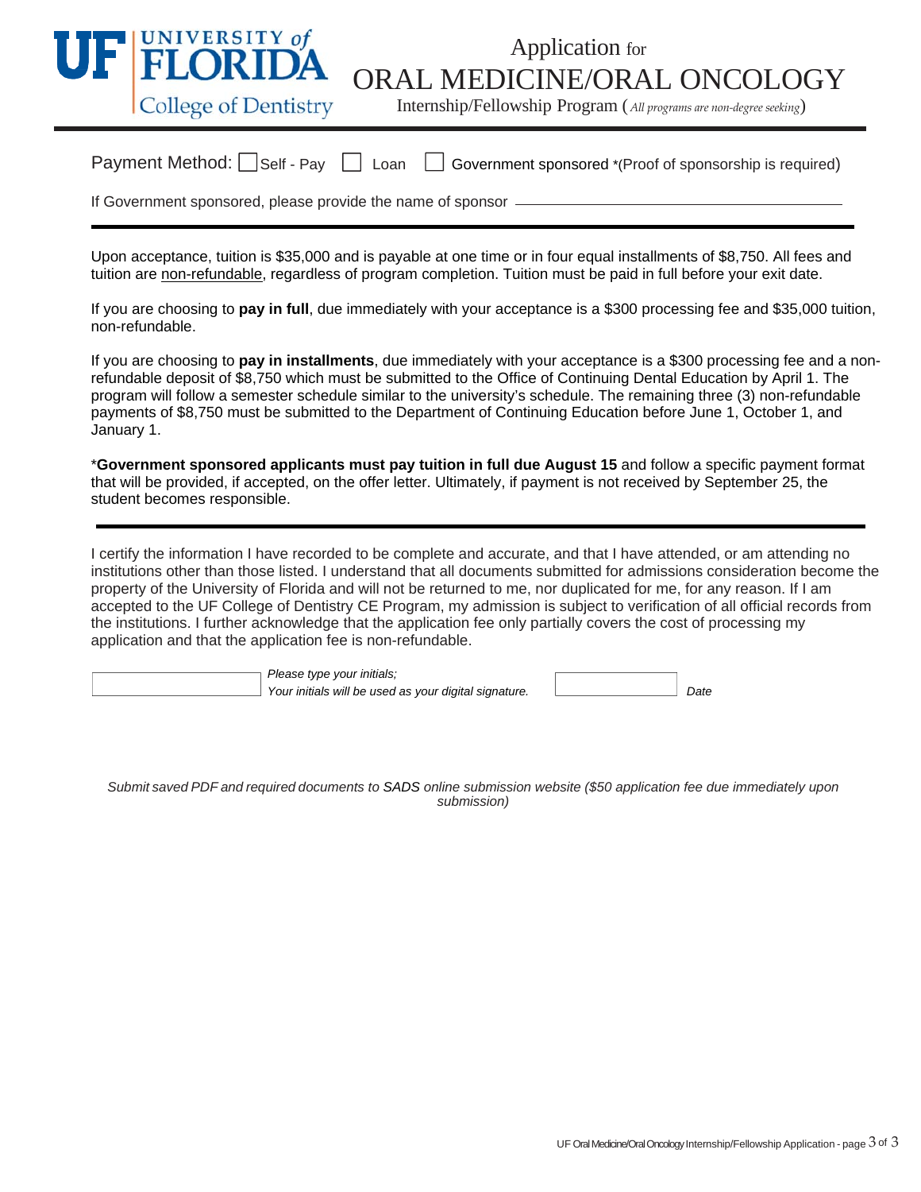# UF UNIVERSITY of FLORIDA College of Dentistry

# Application for ORAL MEDICINE/ORAL ONCOLOGY

Internship/Fellowship Program (*All programs are non-degree seeking*)

Payment Method: ☐ Self - Pay ☐ Loan ☐ Government sponsored *(Proof of sponsorship is required)

If Government sponsored, please provide the name of sponsor \_\_\_\_\_\_\_\_\_\_\_\_\_\_\_\_\_\_\_\_\_\_\_\_\_\_\_\_\_\_\_\_

---

Upon acceptance, tuition is $35,000 and is payable at one time or in four equal installments of $8,750. All fees and tuition are non-refundable, regardless of program completion. Tuition must be paid in full before your exit date.

If you are choosing to **pay in full**, due immediately with your acceptance is a $300 processing fee and $35,000 tuition, non-refundable.

If you are choosing to **pay in installments**, due immediately with your acceptance is a $300 processing fee and a non-refundable deposit of $8,750 which must be submitted to the Office of Continuing Dental Education by April 1. The program will follow a semester schedule similar to the university's schedule. The remaining three (3) non-refundable payments of $8,750 must be submitted to the Department of Continuing Education before June 1, October 1, and January 1.

***Government sponsored applicants must pay tuition in full due August 15** and follow a specific payment format that will be provided, if accepted, on the offer letter. Ultimately, if payment is not received by September 25, the student becomes responsible.

---

I certify the information I have recorded to be complete and accurate, and that I have attended, or am attending no institutions other than those listed. I understand that all documents submitted for admissions consideration become the property of the University of Florida and will not be returned to me, nor duplicated for me, for any reason. If I am accepted to the UF College of Dentistry CE Program, my admission is subject to verification of all official records from the institutions. I further acknowledge that the application fee only partially covers the cost of processing my application and that the application fee is non-refundable.

\_\_\_\_\_\_\_\_\_\_\_\_\_\_\_\_ *Please type your initials; Your initials will be used as your digital signature.* \_\_\_\_\_\_\_\_\_\_\_\_ *Date*

*Submit saved PDF and required documents to SADS online submission website ($50 application fee due immediately upon submission)*